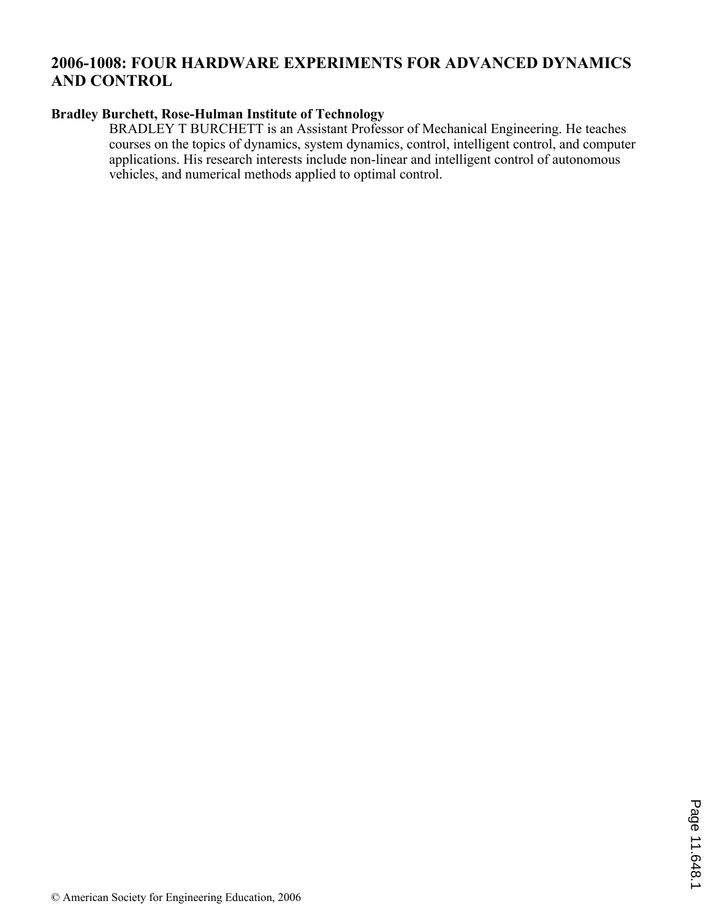# 2006-1008: FOUR HARDWARE EXPERIMENTS FOR ADVANCED DYNAMICS AND CONTROL

**Bradley Burchett, Rose-Hulman Institute of Technology**

BRADLEY T BURCHETT is an Assistant Professor of Mechanical Engineering. He teaches courses on the topics of dynamics, system dynamics, control, intelligent control, and computer applications. His research interests include non-linear and intelligent control of autonomous vehicles, and numerical methods applied to optimal control.

© American Society for Engineering Education, 2006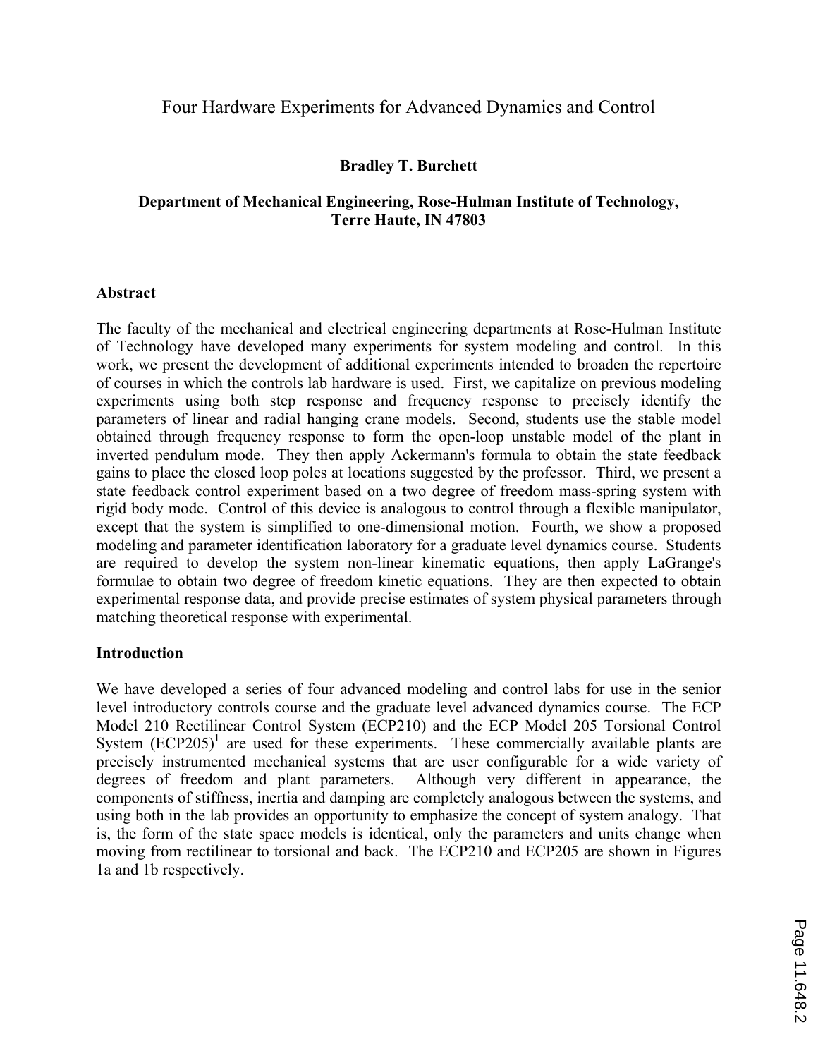# Four Hardware Experiments for Advanced Dynamics and Control

**Bradley T. Burchett**

**Department of Mechanical Engineering, Rose-Hulman Institute of Technology, Terre Haute, IN 47803**

## Abstract

The faculty of the mechanical and electrical engineering departments at Rose-Hulman Institute of Technology have developed many experiments for system modeling and control. In this work, we present the development of additional experiments intended to broaden the repertoire of courses in which the controls lab hardware is used. First, we capitalize on previous modeling experiments using both step response and frequency response to precisely identify the parameters of linear and radial hanging crane models. Second, students use the stable model obtained through frequency response to form the open-loop unstable model of the plant in inverted pendulum mode. They then apply Ackermann's formula to obtain the state feedback gains to place the closed loop poles at locations suggested by the professor. Third, we present a state feedback control experiment based on a two degree of freedom mass-spring system with rigid body mode. Control of this device is analogous to control through a flexible manipulator, except that the system is simplified to one-dimensional motion. Fourth, we show a proposed modeling and parameter identification laboratory for a graduate level dynamics course. Students are required to develop the system non-linear kinematic equations, then apply LaGrange's formulae to obtain two degree of freedom kinetic equations. They are then expected to obtain experimental response data, and provide precise estimates of system physical parameters through matching theoretical response with experimental.

## Introduction

We have developed a series of four advanced modeling and control labs for use in the senior level introductory controls course and the graduate level advanced dynamics course. The ECP Model 210 Rectilinear Control System (ECP210) and the ECP Model 205 Torsional Control System (ECP205)[1] are used for these experiments. These commercially available plants are precisely instrumented mechanical systems that are user configurable for a wide variety of degrees of freedom and plant parameters. Although very different in appearance, the components of stiffness, inertia and damping are completely analogous between the systems, and using both in the lab provides an opportunity to emphasize the concept of system analogy. That is, the form of the state space models is identical, only the parameters and units change when moving from rectilinear to torsional and back. The ECP210 and ECP205 are shown in Figures 1a and 1b respectively.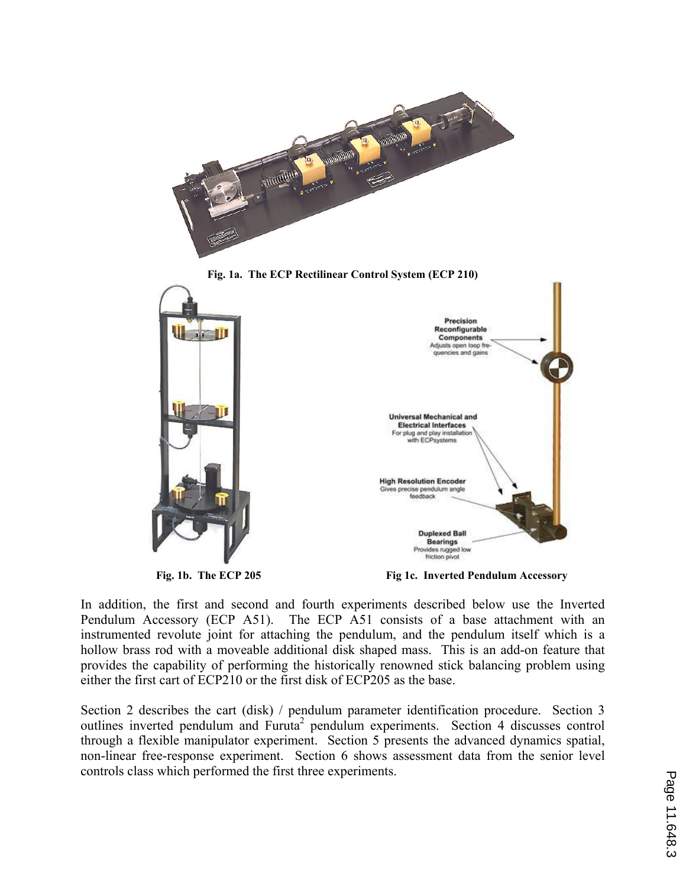Fig. 1a. The ECP Rectilinear Control System (ECP 210)

Fig. 1b. The ECP 205

Fig 1c. Inverted Pendulum Accessory

In addition, the first and second and fourth experiments described below use the Inverted Pendulum Accessory (ECP A51). The ECP A51 consists of a base attachment with an instrumented revolute joint for attaching the pendulum, and the pendulum itself which is a hollow brass rod with a moveable additional disk shaped mass. This is an add-on feature that provides the capability of performing the historically renowned stick balancing problem using either the first cart of ECP210 or the first disk of ECP205 as the base.

Section 2 describes the cart (disk) / pendulum parameter identification procedure. Section 3 outlines inverted pendulum and Furuta[2] pendulum experiments. Section 4 discusses control through a flexible manipulator experiment. Section 5 presents the advanced dynamics spatial, non-linear free-response experiment. Section 6 shows assessment data from the senior level controls class which performed the first three experiments.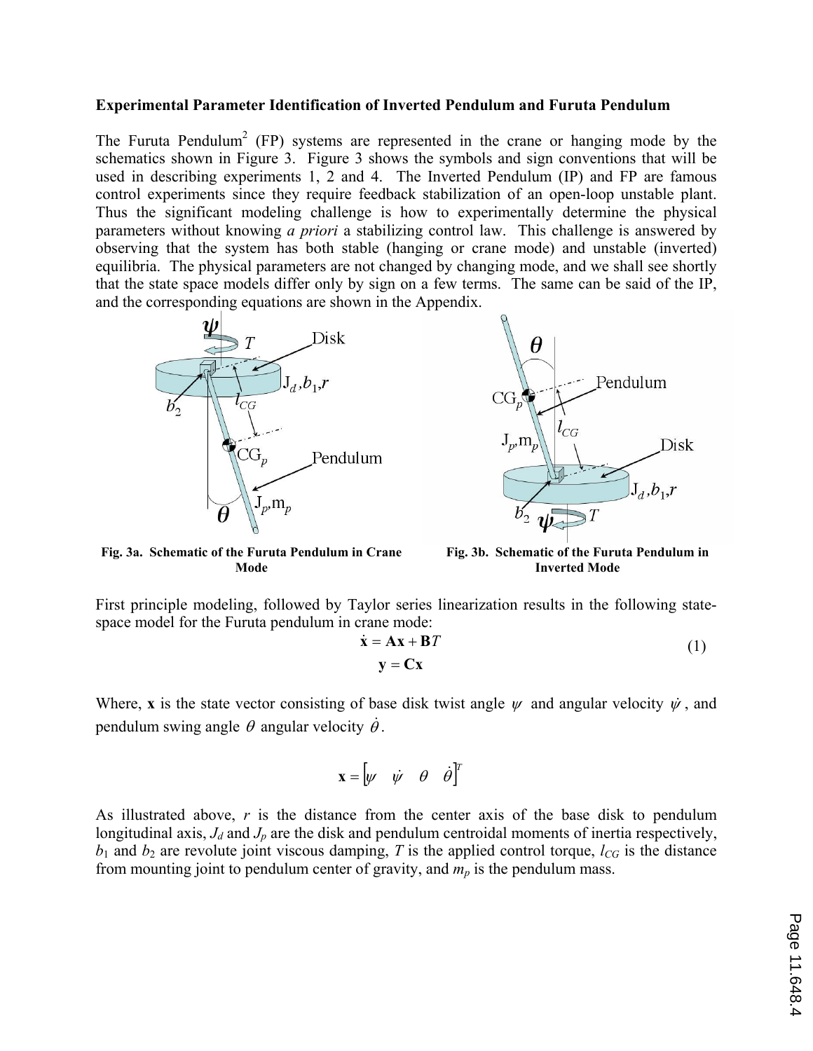**Experimental Parameter Identification of Inverted Pendulum and Furuta Pendulum**

The Furuta Pendulum[2] (FP) systems are represented in the crane or hanging mode by the schematics shown in Figure 3. Figure 3 shows the symbols and sign conventions that will be used in describing experiments 1, 2 and 4. The Inverted Pendulum (IP) and FP are famous control experiments since they require feedback stabilization of an open-loop unstable plant. Thus the significant modeling challenge is how to experimentally determine the physical parameters without knowing *a priori* a stabilizing control law. This challenge is answered by observing that the system has both stable (hanging or crane mode) and unstable (inverted) equilibria. The physical parameters are not changed by changing mode, and we shall see shortly that the state space models differ only by sign on a few terms. The same can be said of the IP, and the corresponding equations are shown in the Appendix.

**Fig. 3a. Schematic of the Furuta Pendulum in Crane Mode**

**Fig. 3b. Schematic of the Furuta Pendulum in Inverted Mode**

First principle modeling, followed by Taylor series linearization results in the following state-space model for the Furuta pendulum in crane mode:

$$\dot{\mathbf{x}} = \mathbf{A}\mathbf{x} + \mathbf{B}T$$
$$\mathbf{y} = \mathbf{C}\mathbf{x} \tag{1}$$

Where, $\mathbf{x}$ is the state vector consisting of base disk twist angle $\psi$ and angular velocity $\dot{\psi}$, and pendulum swing angle $\theta$ angular velocity $\dot{\theta}$.

$$\mathbf{x} = \begin{bmatrix} \psi & \dot{\psi} & \theta & \dot{\theta} \end{bmatrix}^T$$

As illustrated above, $r$ is the distance from the center axis of the base disk to pendulum longitudinal axis, $J_d$ and $J_p$ are the disk and pendulum centroidal moments of inertia respectively, $b_1$ and $b_2$ are revolute joint viscous damping, $T$ is the applied control torque, $l_{CG}$ is the distance from mounting joint to pendulum center of gravity, and $m_p$ is the pendulum mass.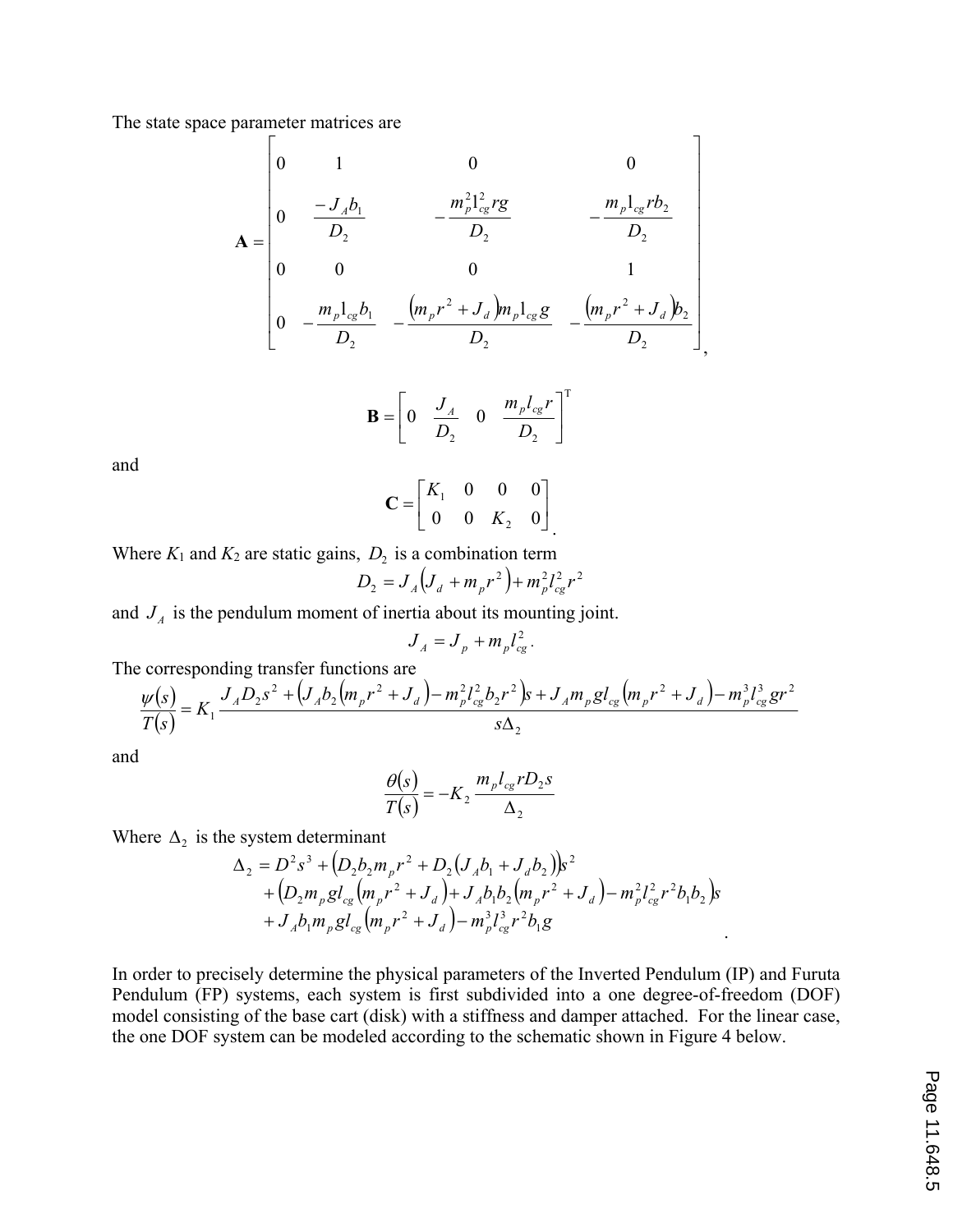The state space parameter matrices are

$$
\mathbf{A} = \begin{bmatrix} 0 & 1 & 0 & 0 \\ 0 & \dfrac{-J_A b_1}{D_2} & -\dfrac{m_p^2 l_{cg}^2 r g}{D_2} & -\dfrac{m_p l_{cg} r b_2}{D_2} \\ 0 & 0 & 0 & 1 \\ 0 & -\dfrac{m_p l_{cg} b_1}{D_2} & -\dfrac{\left(m_p r^2 + J_d\right) m_p l_{cg} g}{D_2} & -\dfrac{\left(m_p r^2 + J_d\right) b_2}{D_2} \end{bmatrix},
$$

$$
\mathbf{B} = \begin{bmatrix} 0 & \dfrac{J_A}{D_2} & 0 & \dfrac{m_p l_{cg} r}{D_2} \end{bmatrix}^{\mathrm{T}}
$$

and

$$
\mathbf{C} = \begin{bmatrix} K_1 & 0 & 0 & 0 \\ 0 & 0 & K_2 & 0 \end{bmatrix}.
$$

Where $K_1$ and $K_2$ are static gains, $D_2$ is a combination term

$$
D_2 = J_A\left(J_d + m_p r^2\right) + m_p^2 l_{cg}^2 r^2
$$

and $J_A$ is the pendulum moment of inertia about its mounting joint.

$$
J_A = J_p + m_p l_{cg}^2 .
$$

The corresponding transfer functions are

$$
\frac{\psi(s)}{T(s)} = K_1 \frac{J_A D_2 s^2 + \left(J_A b_2\left(m_p r^2 + J_d\right) - m_p^2 l_{cg}^2 b_2 r^2\right)s + J_A m_p g l_{cg}\left(m_p r^2 + J_d\right) - m_p^3 l_{cg}^3 g r^2}{s\Delta_2}
$$

and

$$
\frac{\theta(s)}{T(s)} = -K_2 \frac{m_p l_{cg} r D_2 s}{\Delta_2}
$$

Where $\Delta_2$ is the system determinant

$$
\begin{aligned}
\Delta_2 = {} & D^2 s^3 + \left(D_2 b_2 m_p r^2 + D_2\left(J_A b_1 + J_d b_2\right)\right)s^2 \\
& + \left(D_2 m_p g l_{cg}\left(m_p r^2 + J_d\right) + J_A b_1 b_2\left(m_p r^2 + J_d\right) - m_p^2 l_{cg}^2 r^2 b_1 b_2\right)s \\
& + J_A b_1 m_p g l_{cg}\left(m_p r^2 + J_d\right) - m_p^3 l_{cg}^3 r^2 b_1 g
\end{aligned}
.
$$

In order to precisely determine the physical parameters of the Inverted Pendulum (IP) and Furuta Pendulum (FP) systems, each system is first subdivided into a one degree-of-freedom (DOF) model consisting of the base cart (disk) with a stiffness and damper attached. For the linear case, the one DOF system can be modeled according to the schematic shown in Figure 4 below.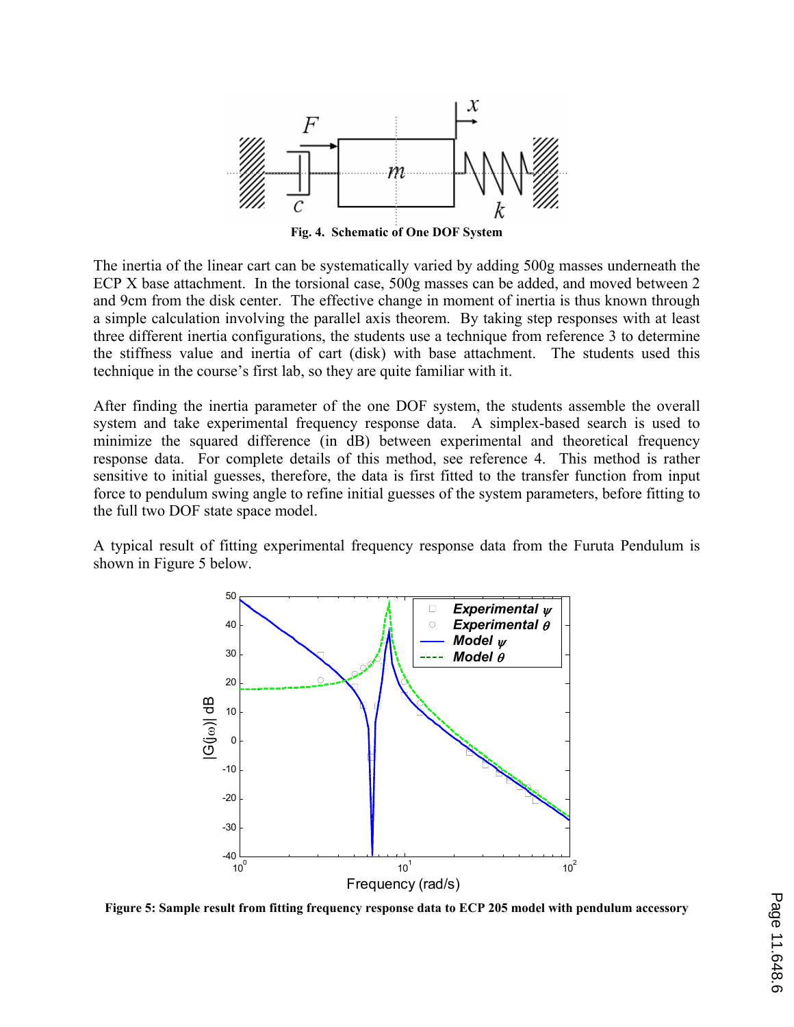Fig. 4. Schematic of One DOF System

The inertia of the linear cart can be systematically varied by adding 500g masses underneath the ECP X base attachment. In the torsional case, 500g masses can be added, and moved between 2 and 9cm from the disk center. The effective change in moment of inertia is thus known through a simple calculation involving the parallel axis theorem. By taking step responses with at least three different inertia configurations, the students use a technique from reference 3 to determine the stiffness value and inertia of cart (disk) with base attachment. The students used this technique in the course's first lab, so they are quite familiar with it.

After finding the inertia parameter of the one DOF system, the students assemble the overall system and take experimental frequency response data. A simplex-based search is used to minimize the squared difference (in dB) between experimental and theoretical frequency response data. For complete details of this method, see reference 4. This method is rather sensitive to initial guesses, therefore, the data is first fitted to the transfer function from input force to pendulum swing angle to refine initial guesses of the system parameters, before fitting to the full two DOF state space model.

A typical result of fitting experimental frequency response data from the Furuta Pendulum is shown in Figure 5 below.

Figure 5: Sample result from fitting frequency response data to ECP 205 model with pendulum accessory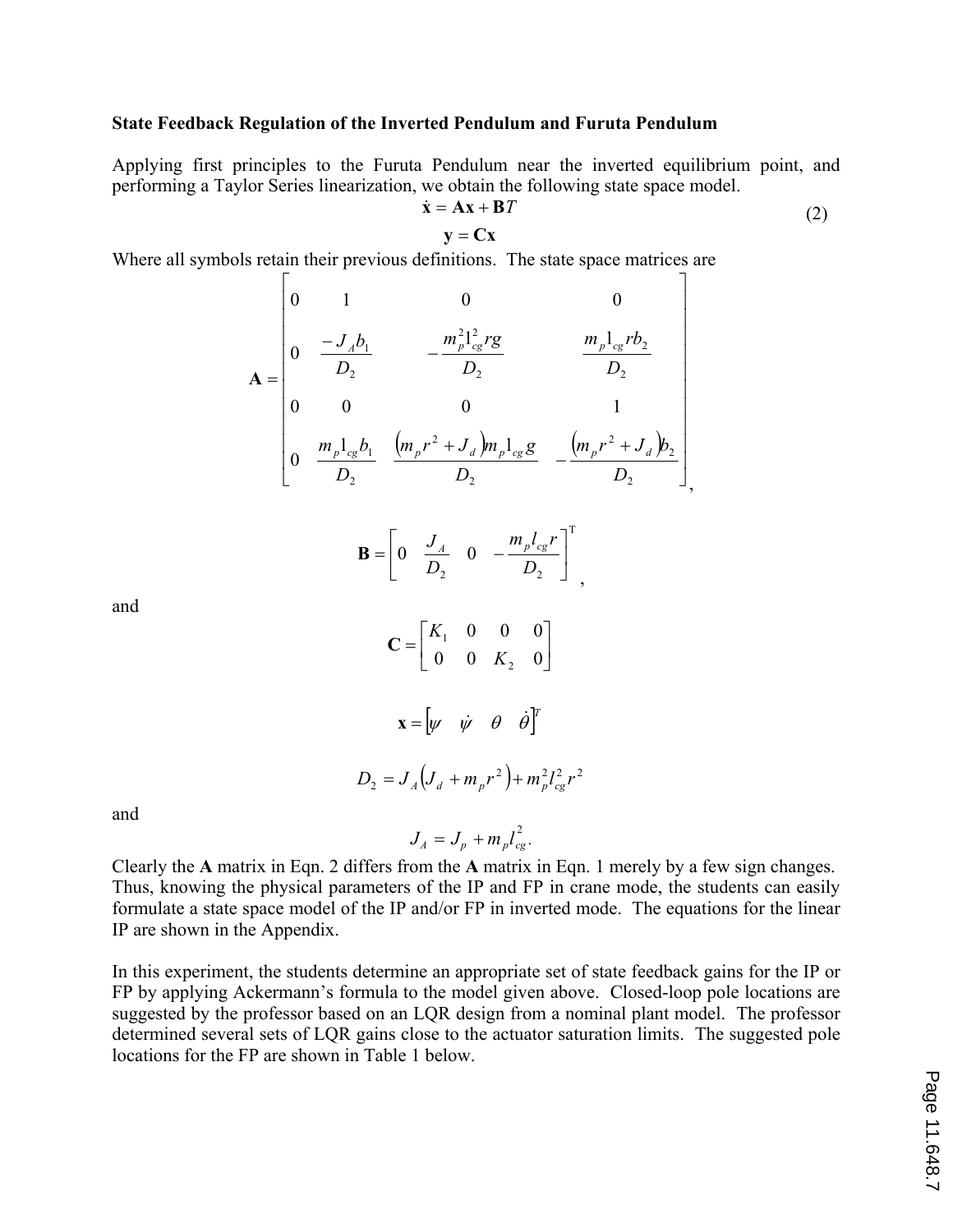**State Feedback Regulation of the Inverted Pendulum and Furuta Pendulum**

Applying first principles to the Furuta Pendulum near the inverted equilibrium point, and performing a Taylor Series linearization, we obtain the following state space model.

$$
\begin{aligned}
\dot{\mathbf{x}} &= \mathbf{A}\mathbf{x} + \mathbf{B}T \\
\mathbf{y} &= \mathbf{C}\mathbf{x}
\end{aligned}
\tag{2}
$$

Where all symbols retain their previous definitions. The state space matrices are

$$
\mathbf{A} = \begin{bmatrix} 0 & 1 & 0 & 0 \\ 0 & \dfrac{-J_A b_1}{D_2} & -\dfrac{m_p^2 l_{cg}^2 r g}{D_2} & \dfrac{m_p l_{cg} r b_2}{D_2} \\ 0 & 0 & 0 & 1 \\ 0 & \dfrac{m_p l_{cg} b_1}{D_2} & \dfrac{\left(m_p r^2 + J_d\right) m_p l_{cg} g}{D_2} & -\dfrac{\left(m_p r^2 + J_d\right) b_2}{D_2} \end{bmatrix},
$$

$$
\mathbf{B} = \begin{bmatrix} 0 & \dfrac{J_A}{D_2} & 0 & -\dfrac{m_p l_{cg} r}{D_2} \end{bmatrix}^{\mathrm{T}},
$$

and

$$
\mathbf{C} = \begin{bmatrix} K_1 & 0 & 0 & 0 \\ 0 & 0 & K_2 & 0 \end{bmatrix}
$$

$$
\mathbf{x} = \begin{bmatrix} \psi & \dot{\psi} & \theta & \dot{\theta} \end{bmatrix}^T
$$

$$
D_2 = J_A\left(J_d + m_p r^2\right) + m_p^2 l_{cg}^2 r^2
$$

and

$$
J_A = J_p + m_p l_{cg}^2 .
$$

Clearly the **A** matrix in Eqn. 2 differs from the **A** matrix in Eqn. 1 merely by a few sign changes. Thus, knowing the physical parameters of the IP and FP in crane mode, the students can easily formulate a state space model of the IP and/or FP in inverted mode. The equations for the linear IP are shown in the Appendix.

In this experiment, the students determine an appropriate set of state feedback gains for the IP or FP by applying Ackermann's formula to the model given above. Closed-loop pole locations are suggested by the professor based on an LQR design from a nominal plant model. The professor determined several sets of LQR gains close to the actuator saturation limits. The suggested pole locations for the FP are shown in Table 1 below.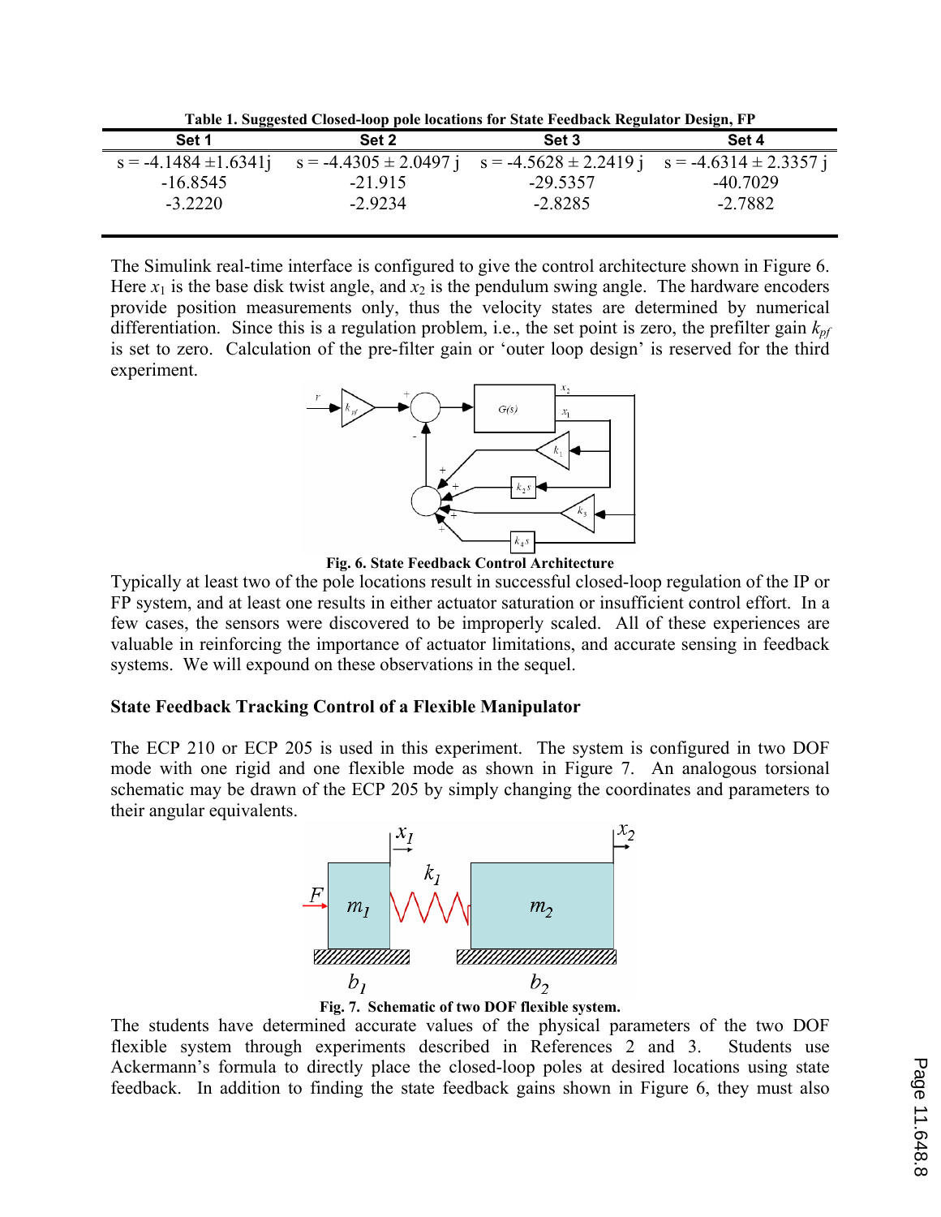**Table 1. Suggested Closed-loop pole locations for State Feedback Regulator Design, FP**

| Set 1 | Set 2 | Set 3 | Set 4 |
|---|---|---|---|
| s = -4.1484 ±1.6341j | s = -4.4305 ± 2.0497 j | s = -4.5628 ± 2.2419 j | s = -4.6314 ± 2.3357 j |
| -16.8545 | -21.915 | -29.5357 | -40.7029 |
| -3.2220 | -2.9234 | -2.8285 | -2.7882 |

The Simulink real-time interface is configured to give the control architecture shown in Figure 6. Here $x_1$ is the base disk twist angle, and $x_2$ is the pendulum swing angle. The hardware encoders provide position measurements only, thus the velocity states are determined by numerical differentiation. Since this is a regulation problem, i.e., the set point is zero, the prefilter gain $k_{pf}$ is set to zero. Calculation of the pre-filter gain or 'outer loop design' is reserved for the third experiment.

**Fig. 6. State Feedback Control Architecture**

Typically at least two of the pole locations result in successful closed-loop regulation of the IP or FP system, and at least one results in either actuator saturation or insufficient control effort. In a few cases, the sensors were discovered to be improperly scaled. All of these experiences are valuable in reinforcing the importance of actuator limitations, and accurate sensing in feedback systems. We will expound on these observations in the sequel.

### State Feedback Tracking Control of a Flexible Manipulator

The ECP 210 or ECP 205 is used in this experiment. The system is configured in two DOF mode with one rigid and one flexible mode as shown in Figure 7. An analogous torsional schematic may be drawn of the ECP 205 by simply changing the coordinates and parameters to their angular equivalents.

**Fig. 7. Schematic of two DOF flexible system.**

The students have determined accurate values of the physical parameters of the two DOF flexible system through experiments described in References 2 and 3. Students use Ackermann's formula to directly place the closed-loop poles at desired locations using state feedback. In addition to finding the state feedback gains shown in Figure 6, they must also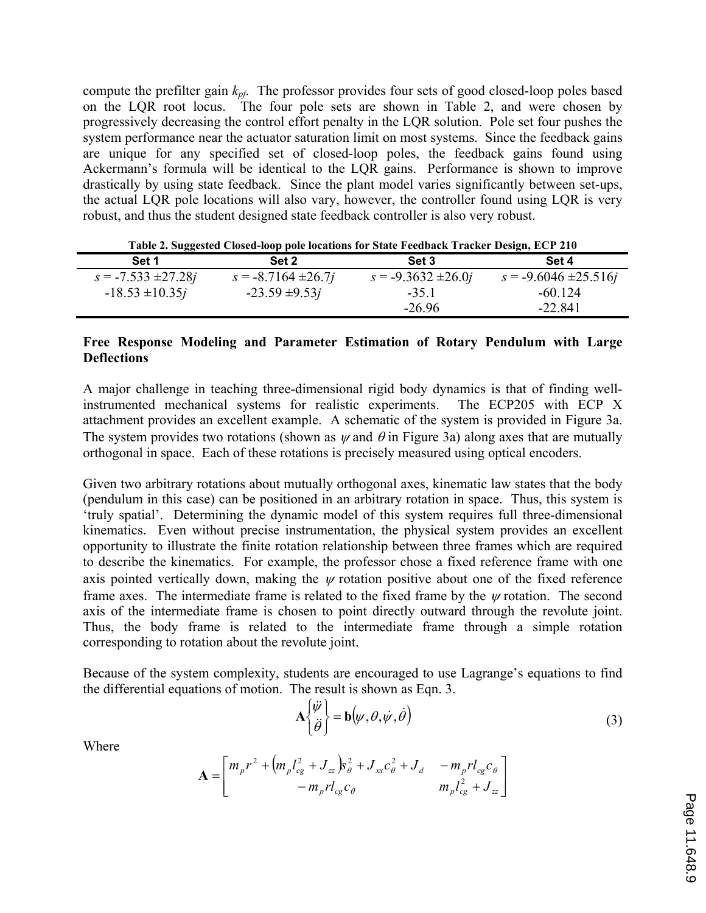compute the prefilter gain $k_{pf}$. The professor provides four sets of good closed-loop poles based on the LQR root locus. The four pole sets are shown in Table 2, and were chosen by progressively decreasing the control effort penalty in the LQR solution. Pole set four pushes the system performance near the actuator saturation limit on most systems. Since the feedback gains are unique for any specified set of closed-loop poles, the feedback gains found using Ackermann's formula will be identical to the LQR gains. Performance is shown to improve drastically by using state feedback. Since the plant model varies significantly between set-ups, the actual LQR pole locations will also vary, however, the controller found using LQR is very robust, and thus the student designed state feedback controller is also very robust.

**Table 2. Suggested Closed-loop pole locations for State Feedback Tracker Design, ECP 210**

| Set 1 | Set 2 | Set 3 | Set 4 |
|---|---|---|---|
| $s = -7.533 \pm 27.28j$ | $s = -8.7164 \pm 26.7j$ | $s = -9.3632 \pm 26.0j$ | $s = -9.6046 \pm 25.516j$ |
| $-18.53 \pm 10.35j$ | $-23.59 \pm 9.53j$ | $-35.1$ | $-60.124$ |
| | | $-26.96$ | $-22.841$ |

**Free Response Modeling and Parameter Estimation of Rotary Pendulum with Large Deflections**

A major challenge in teaching three-dimensional rigid body dynamics is that of finding well-instrumented mechanical systems for realistic experiments. The ECP205 with ECP X attachment provides an excellent example. A schematic of the system is provided in Figure 3a. The system provides two rotations (shown as $\psi$ and $\theta$ in Figure 3a) along axes that are mutually orthogonal in space. Each of these rotations is precisely measured using optical encoders.

Given two arbitrary rotations about mutually orthogonal axes, kinematic law states that the body (pendulum in this case) can be positioned in an arbitrary rotation in space. Thus, this system is 'truly spatial'. Determining the dynamic model of this system requires full three-dimensional kinematics. Even without precise instrumentation, the physical system provides an excellent opportunity to illustrate the finite rotation relationship between three frames which are required to describe the kinematics. For example, the professor chose a fixed reference frame with one axis pointed vertically down, making the $\psi$ rotation positive about one of the fixed reference frame axes. The intermediate frame is related to the fixed frame by the $\psi$ rotation. The second axis of the intermediate frame is chosen to point directly outward through the revolute joint. Thus, the body frame is related to the intermediate frame through a simple rotation corresponding to rotation about the revolute joint.

Because of the system complexity, students are encouraged to use Lagrange's equations to find the differential equations of motion. The result is shown as Eqn. 3.

$$\mathbf{A}\begin{Bmatrix}\ddot{\psi}\\ \ddot{\theta}\end{Bmatrix} = \mathbf{b}\left(\psi, \theta, \dot{\psi}, \dot{\theta}\right) \tag{3}$$

Where

$$\mathbf{A} = \begin{bmatrix} m_p r^2 + \left(m_p l_{cg}^2 + J_{zz}\right)s_\theta^2 + J_{xx}c_\theta^2 + J_d & -m_p r l_{cg} c_\theta \\ -m_p r l_{cg} c_\theta & m_p l_{cg}^2 + J_{zz} \end{bmatrix}$$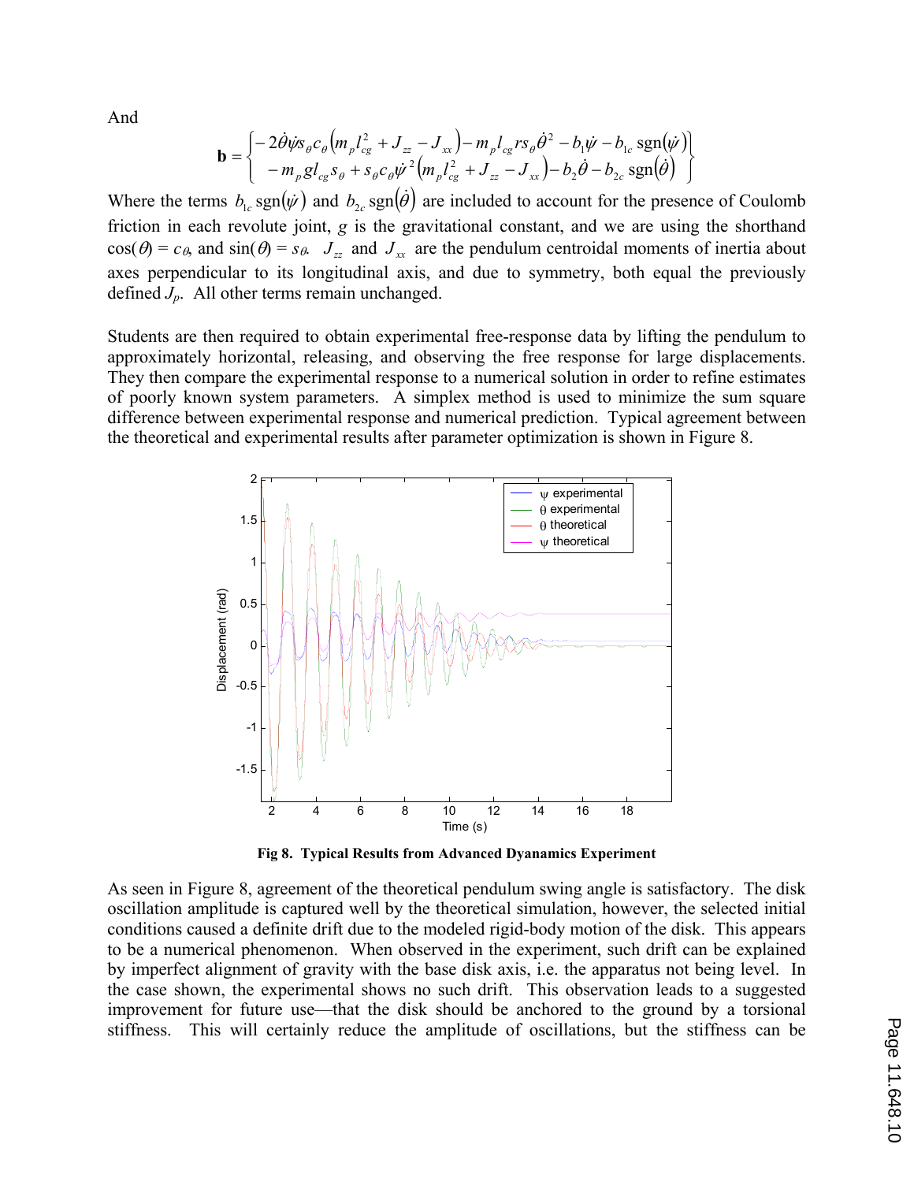And

$$\mathbf{b} = \begin{Bmatrix} -2\dot{\theta}\dot{\psi}s_\theta c_\theta\left(m_p l_{cg}^2 + J_{zz} - J_{xx}\right) - m_p l_{cg} r s_\theta \dot{\theta}^2 - b_1\dot{\psi} - b_{1c}\,\mathrm{sgn}(\dot{\psi}) \\ -m_p g l_{cg} s_\theta + s_\theta c_\theta \dot{\psi}^2\left(m_p l_{cg}^2 + J_{zz} - J_{xx}\right) - b_2\dot{\theta} - b_{2c}\,\mathrm{sgn}(\dot{\theta}) \end{Bmatrix}$$

Where the terms $b_{1c}\,\mathrm{sgn}(\dot{\psi})$ and $b_{2c}\,\mathrm{sgn}(\dot{\theta})$ are included to account for the presence of Coulomb friction in each revolute joint, $g$ is the gravitational constant, and we are using the shorthand $\cos(\theta) = c_\theta$, and $\sin(\theta) = s_\theta$. $J_{zz}$ and $J_{xx}$ are the pendulum centroidal moments of inertia about axes perpendicular to its longitudinal axis, and due to symmetry, both equal the previously defined $J_p$. All other terms remain unchanged.

Students are then required to obtain experimental free-response data by lifting the pendulum to approximately horizontal, releasing, and observing the free response for large displacements. They then compare the experimental response to a numerical solution in order to refine estimates of poorly known system parameters. A simplex method is used to minimize the sum square difference between experimental response and numerical prediction. Typical agreement between the theoretical and experimental results after parameter optimization is shown in Figure 8.

**Fig 8. Typical Results from Advanced Dyanamics Experiment**

As seen in Figure 8, agreement of the theoretical pendulum swing angle is satisfactory. The disk oscillation amplitude is captured well by the theoretical simulation, however, the selected initial conditions caused a definite drift due to the modeled rigid-body motion of the disk. This appears to be a numerical phenomenon. When observed in the experiment, such drift can be explained by imperfect alignment of gravity with the base disk axis, i.e. the apparatus not being level. In the case shown, the experimental shows no such drift. This observation leads to a suggested improvement for future use—that the disk should be anchored to the ground by a torsional stiffness. This will certainly reduce the amplitude of oscillations, but the stiffness can be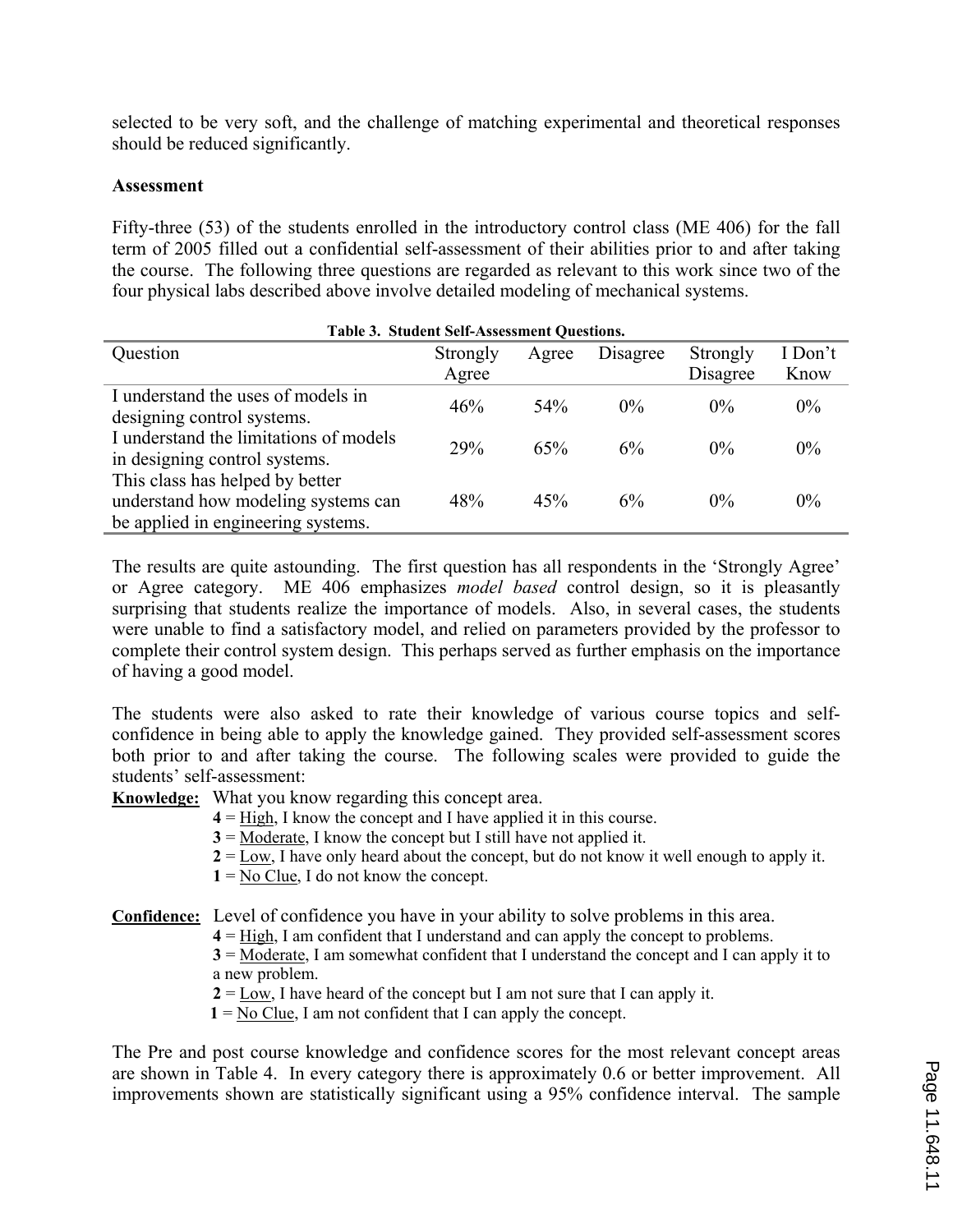selected to be very soft, and the challenge of matching experimental and theoretical responses should be reduced significantly.

## Assessment

Fifty-three (53) of the students enrolled in the introductory control class (ME 406) for the fall term of 2005 filled out a confidential self-assessment of their abilities prior to and after taking the course. The following three questions are regarded as relevant to this work since two of the four physical labs described above involve detailed modeling of mechanical systems.

**Table 3. Student Self-Assessment Questions.**

| Question | Strongly Agree | Agree | Disagree | Strongly Disagree | I Don't Know |
|---|---|---|---|---|---|
| I understand the uses of models in designing control systems. | 46% | 54% | 0% | 0% | 0% |
| I understand the limitations of models in designing control systems. | 29% | 65% | 6% | 0% | 0% |
| This class has helped by better understand how modeling systems can be applied in engineering systems. | 48% | 45% | 6% | 0% | 0% |

The results are quite astounding. The first question has all respondents in the 'Strongly Agree' or Agree category. ME 406 emphasizes *model based* control design, so it is pleasantly surprising that students realize the importance of models. Also, in several cases, the students were unable to find a satisfactory model, and relied on parameters provided by the professor to complete their control system design. This perhaps served as further emphasis on the importance of having a good model.

The students were also asked to rate their knowledge of various course topics and self-confidence in being able to apply the knowledge gained. They provided self-assessment scores both prior to and after taking the course. The following scales were provided to guide the students' self-assessment:

**Knowledge:** What you know regarding this concept area.

- **4** = High, I know the concept and I have applied it in this course.
- **3** = Moderate, I know the concept but I still have not applied it.
- **2** = Low, I have only heard about the concept, but do not know it well enough to apply it.
- **1** = No Clue, I do not know the concept.

**Confidence:** Level of confidence you have in your ability to solve problems in this area.

- **4** = High, I am confident that I understand and can apply the concept to problems.
- **3** = Moderate, I am somewhat confident that I understand the concept and I can apply it to a new problem.
- **2** = Low, I have heard of the concept but I am not sure that I can apply it.
- **1** = No Clue, I am not confident that I can apply the concept.

The Pre and post course knowledge and confidence scores for the most relevant concept areas are shown in Table 4. In every category there is approximately 0.6 or better improvement. All improvements shown are statistically significant using a 95% confidence interval. The sample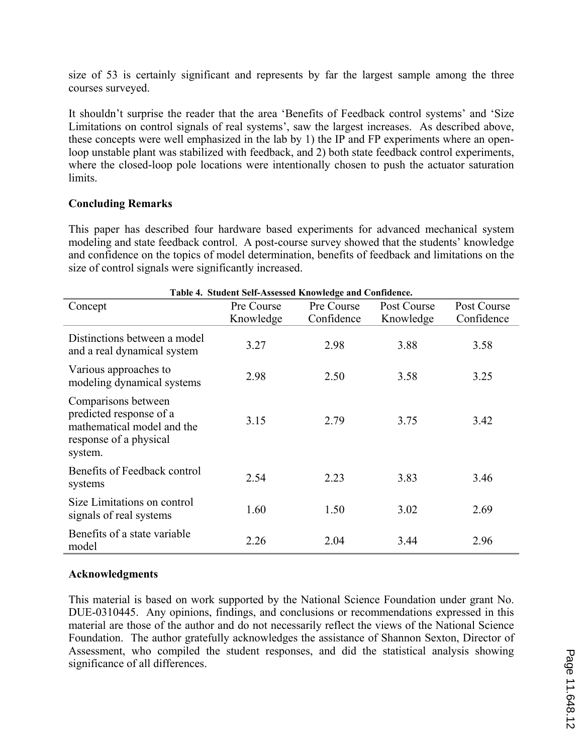size of 53 is certainly significant and represents by far the largest sample among the three courses surveyed.

It shouldn't surprise the reader that the area 'Benefits of Feedback control systems' and 'Size Limitations on control signals of real systems', saw the largest increases. As described above, these concepts were well emphasized in the lab by 1) the IP and FP experiments where an open-loop unstable plant was stabilized with feedback, and 2) both state feedback control experiments, where the closed-loop pole locations were intentionally chosen to push the actuator saturation limits.

**Concluding Remarks**

This paper has described four hardware based experiments for advanced mechanical system modeling and state feedback control. A post-course survey showed that the students' knowledge and confidence on the topics of model determination, benefits of feedback and limitations on the size of control signals were significantly increased.

**Table 4. Student Self-Assessed Knowledge and Confidence.**

| Concept | Pre Course Knowledge | Pre Course Confidence | Post Course Knowledge | Post Course Confidence |
|---|---|---|---|---|
| Distinctions between a model and a real dynamical system | 3.27 | 2.98 | 3.88 | 3.58 |
| Various approaches to modeling dynamical systems | 2.98 | 2.50 | 3.58 | 3.25 |
| Comparisons between predicted response of a mathematical model and the response of a physical system. | 3.15 | 2.79 | 3.75 | 3.42 |
| Benefits of Feedback control systems | 2.54 | 2.23 | 3.83 | 3.46 |
| Size Limitations on control signals of real systems | 1.60 | 1.50 | 3.02 | 2.69 |
| Benefits of a state variable model | 2.26 | 2.04 | 3.44 | 2.96 |

**Acknowledgments**

This material is based on work supported by the National Science Foundation under grant No. DUE-0310445. Any opinions, findings, and conclusions or recommendations expressed in this material are those of the author and do not necessarily reflect the views of the National Science Foundation. The author gratefully acknowledges the assistance of Shannon Sexton, Director of Assessment, who compiled the student responses, and did the statistical analysis showing significance of all differences.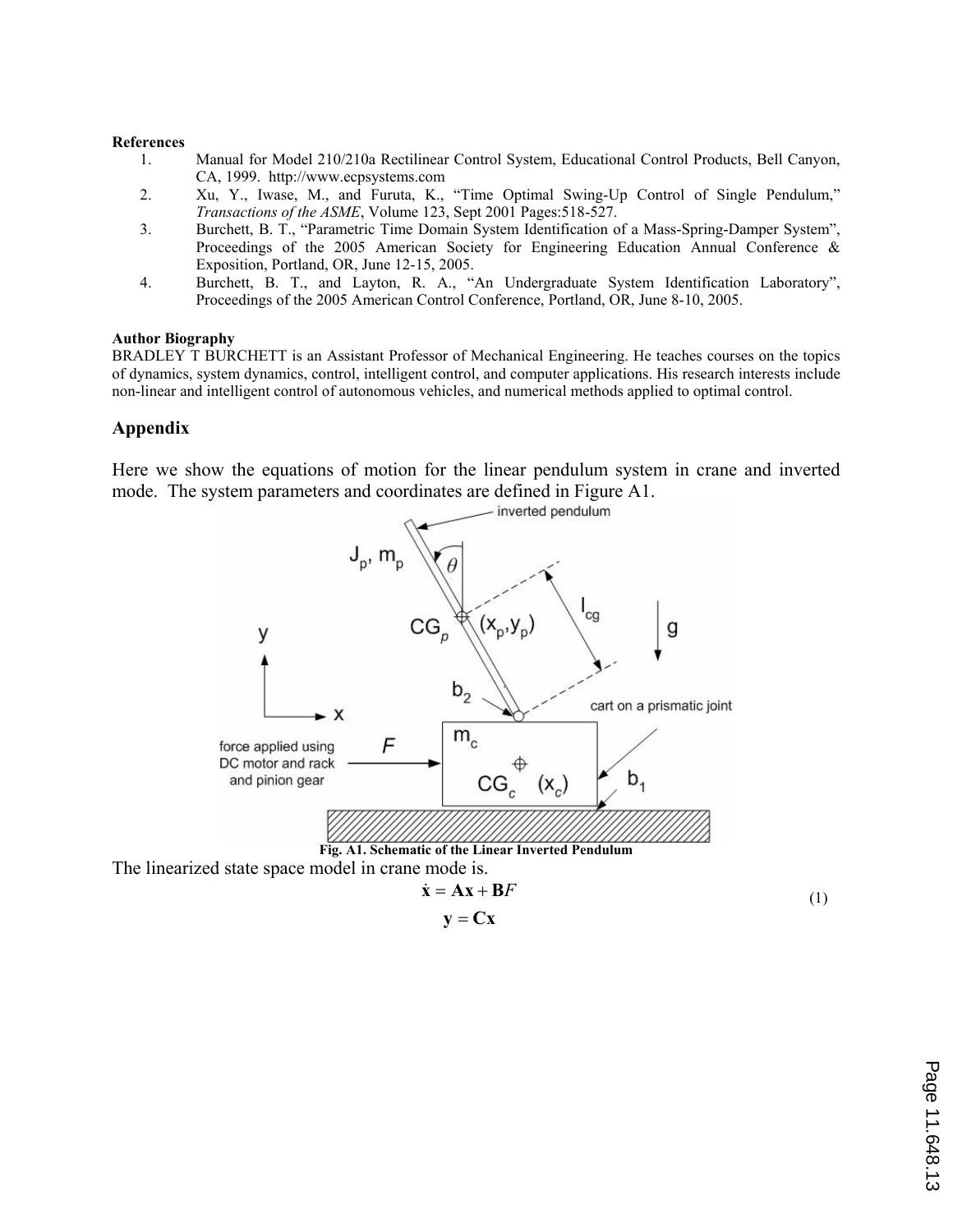**References**

1. Manual for Model 210/210a Rectilinear Control System, Educational Control Products, Bell Canyon, CA, 1999. http://www.ecpsystems.com
2. Xu, Y., Iwase, M., and Furuta, K., "Time Optimal Swing-Up Control of Single Pendulum," *Transactions of the ASME*, Volume 123, Sept 2001 Pages:518-527.
3. Burchett, B. T., "Parametric Time Domain System Identification of a Mass-Spring-Damper System", Proceedings of the 2005 American Society for Engineering Education Annual Conference & Exposition, Portland, OR, June 12-15, 2005.
4. Burchett, B. T., and Layton, R. A., "An Undergraduate System Identification Laboratory", Proceedings of the 2005 American Control Conference, Portland, OR, June 8-10, 2005.

**Author Biography**

BRADLEY T BURCHETT is an Assistant Professor of Mechanical Engineering. He teaches courses on the topics of dynamics, system dynamics, control, intelligent control, and computer applications. His research interests include non-linear and intelligent control of autonomous vehicles, and numerical methods applied to optimal control.

## Appendix

Here we show the equations of motion for the linear pendulum system in crane and inverted mode. The system parameters and coordinates are defined in Figure A1.

**Fig. A1. Schematic of the Linear Inverted Pendulum**

The linearized state space model in crane mode is.

$$\dot{\mathbf{x}} = \mathbf{A}\mathbf{x} + \mathbf{B}F$$
$$\mathbf{y} = \mathbf{C}\mathbf{x} \tag{1}$$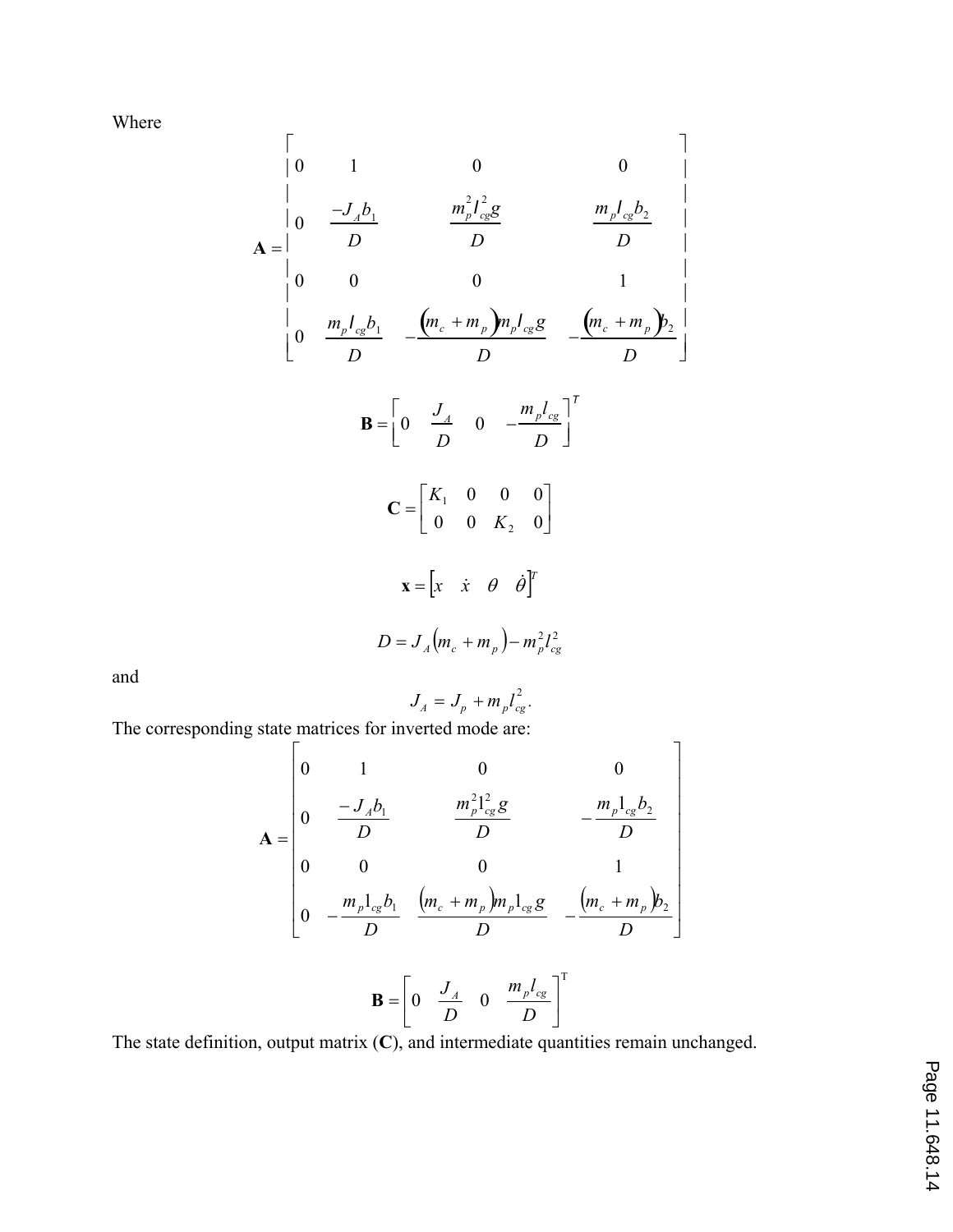Where

$$
\mathbf{A} = \begin{bmatrix} 0 & 1 & 0 & 0 \\ 0 & \frac{-J_A b_1}{D} & \frac{m_p^2 l_{cg}^2 g}{D} & \frac{m_p l_{cg} b_2}{D} \\ 0 & 0 & 0 & 1 \\ 0 & \frac{m_p l_{cg} b_1}{D} & -\frac{(m_c + m_p) m_p l_{cg} g}{D} & -\frac{(m_c + m_p) b_2}{D} \end{bmatrix}
$$

$$
\mathbf{B} = \begin{bmatrix} 0 & \frac{J_A}{D} & 0 & -\frac{m_p l_{cg}}{D} \end{bmatrix}^T
$$

$$
\mathbf{C} = \begin{bmatrix} K_1 & 0 & 0 & 0 \\ 0 & 0 & K_2 & 0 \end{bmatrix}
$$

$$
\mathbf{x} = \begin{bmatrix} x & \dot{x} & \theta & \dot{\theta} \end{bmatrix}^T
$$

$$
D = J_A (m_c + m_p) - m_p^2 l_{cg}^2
$$

and

$$
J_A = J_p + m_p l_{cg}^2 .
$$

The corresponding state matrices for inverted mode are:

$$
\mathbf{A} = \begin{bmatrix} 0 & 1 & 0 & 0 \\ 0 & \frac{-J_A b_1}{D} & \frac{m_p^2 l_{cg}^2 g}{D} & -\frac{m_p l_{cg} b_2}{D} \\ 0 & 0 & 0 & 1 \\ 0 & -\frac{m_p l_{cg} b_1}{D} & \frac{(m_c + m_p) m_p l_{cg} g}{D} & -\frac{(m_c + m_p) b_2}{D} \end{bmatrix}
$$

$$
\mathbf{B} = \begin{bmatrix} 0 & \frac{J_A}{D} & 0 & \frac{m_p l_{cg}}{D} \end{bmatrix}^T
$$

The state definition, output matrix (**C**), and intermediate quantities remain unchanged.